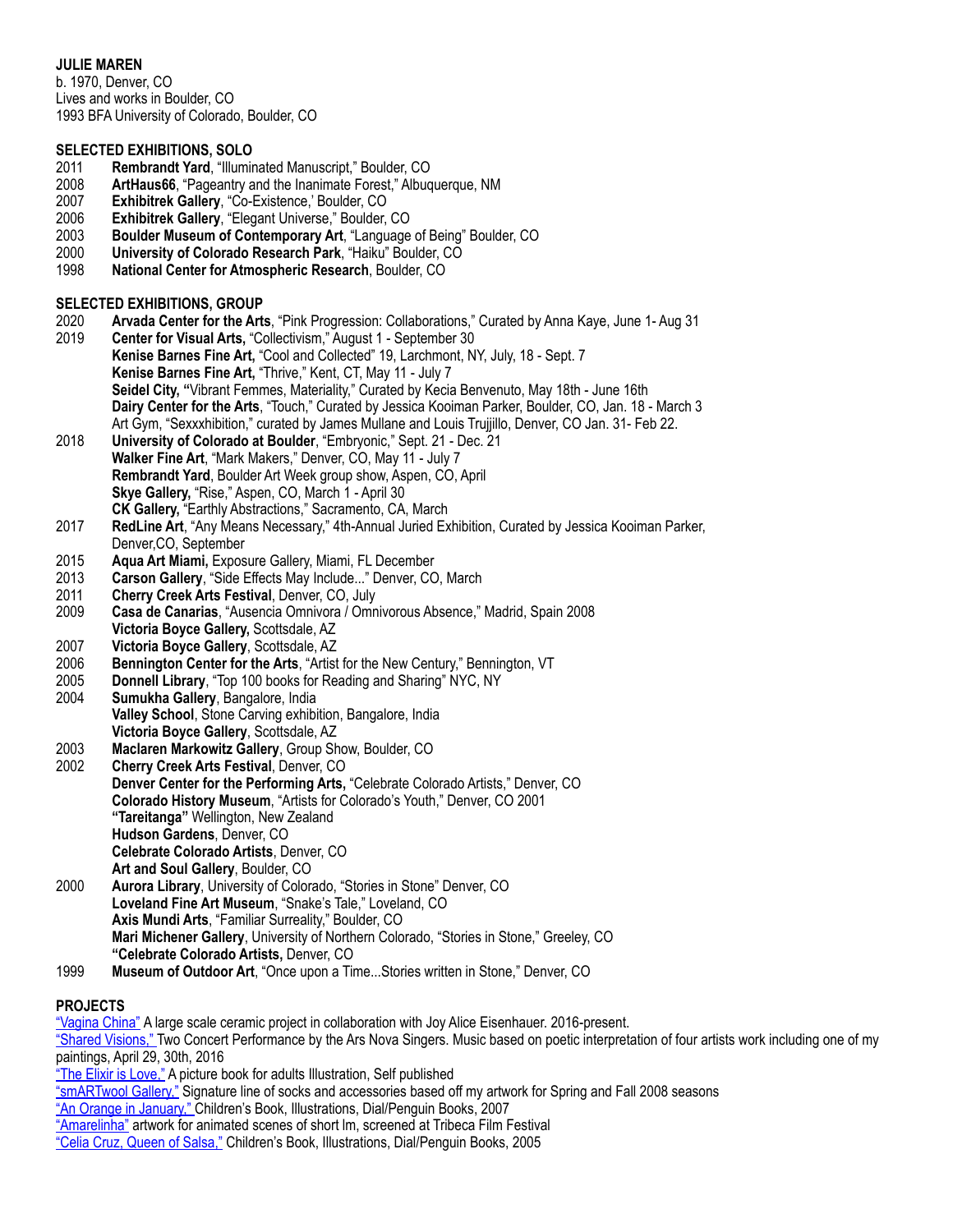**JULIE MAREN**
b. 1970, Denver, CO
Lives and works in Boulder, CO
1993 BFA University of Colorado, Boulder, CO

**SELECTED EXHIBITIONS, SOLO**

2011 **Rembrandt Yard**, "Illuminated Manuscript," Boulder, CO
2008 **ArtHaus66**, "Pageantry and the Inanimate Forest," Albuquerque, NM
2007 **Exhibitrek Gallery**, "Co-Existence,' Boulder, CO
2006 **Exhibitrek Gallery**, "Elegant Universe," Boulder, CO
2003 **Boulder Museum of Contemporary Art**, "Language of Being" Boulder, CO
2000 **University of Colorado Research Park**, "Haiku" Boulder, CO
1998 **National Center for Atmospheric Research**, Boulder, CO

**SELECTED EXHIBITIONS, GROUP**

2020 **Arvada Center for the Arts**, "Pink Progression: Collaborations," Curated by Anna Kaye, June 1- Aug 31
2019 **Center for Visual Arts,** "Collectivism," August 1 - September 30
**Kenise Barnes Fine Art,** "Cool and Collected" 19, Larchmont, NY, July, 18 - Sept. 7
**Kenise Barnes Fine Art,** "Thrive," Kent, CT, May 11 - July 7
**Seidel City, "**Vibrant Femmes, Materiality," Curated by Kecia Benvenuto, May 18th - June 16th
**Dairy Center for the Arts**, "Touch," Curated by Jessica Kooiman Parker, Boulder, CO, Jan. 18 - March 3
Art Gym, "Sexxxhibition," curated by James Mullane and Louis Trujjillo, Denver, CO Jan. 31- Feb 22.
2018 **University of Colorado at Boulder**, "Embryonic," Sept. 21 - Dec. 21
**Walker Fine Art**, "Mark Makers," Denver, CO, May 11 - July 7
**Rembrandt Yard**, Boulder Art Week group show, Aspen, CO, April
**Skye Gallery,** "Rise," Aspen, CO, March 1 - April 30
**CK Gallery,** "Earthly Abstractions," Sacramento, CA, March
2017 **RedLine Art**, "Any Means Necessary," 4th-Annual Juried Exhibition, Curated by Jessica Kooiman Parker, Denver,CO, September
2015 **Aqua Art Miami,** Exposure Gallery, Miami, FL December
2013 **Carson Gallery**, "Side Effects May Include..." Denver, CO, March
2011 **Cherry Creek Arts Festival**, Denver, CO, July
2009 **Casa de Canarias**, "Ausencia Omnivora / Omnivorous Absence," Madrid, Spain 2008
**Victoria Boyce Gallery,** Scottsdale, AZ
2007 **Victoria Boyce Gallery**, Scottsdale, AZ
2006 **Bennington Center for the Arts**, "Artist for the New Century," Bennington, VT
2005 **Donnell Library**, "Top 100 books for Reading and Sharing" NYC, NY
2004 **Sumukha Gallery**, Bangalore, India
**Valley School**, Stone Carving exhibition, Bangalore, India
**Victoria Boyce Gallery**, Scottsdale, AZ
2003 **Maclaren Markowitz Gallery**, Group Show, Boulder, CO
2002 **Cherry Creek Arts Festival**, Denver, CO
**Denver Center for the Performing Arts,** "Celebrate Colorado Artists," Denver, CO
**Colorado History Museum**, "Artists for Colorado's Youth," Denver, CO 2001
**"Tareitanga"** Wellington, New Zealand
**Hudson Gardens**, Denver, CO
**Celebrate Colorado Artists**, Denver, CO
**Art and Soul Gallery**, Boulder, CO
2000 **Aurora Library**, University of Colorado, "Stories in Stone" Denver, CO
**Loveland Fine Art Museum**, "Snake's Tale," Loveland, CO
**Axis Mundi Arts**, "Familiar Surreality," Boulder, CO
**Mari Michener Gallery**, University of Northern Colorado, "Stories in Stone," Greeley, CO
**"Celebrate Colorado Artists,** Denver, CO
1999 **Museum of Outdoor Art**, "Once upon a Time...Stories written in Stone," Denver, CO

**PROJECTS**

"Vagina China" A large scale ceramic project in collaboration with Joy Alice Eisenhauer. 2016-present.
"Shared Visions," Two Concert Performance by the Ars Nova Singers. Music based on poetic interpretation of four artists work including one of my paintings, April 29, 30th, 2016
"The Elixir is Love," A picture book for adults Illustration, Self published
"smARTwool Gallery," Signature line of socks and accessories based off my artwork for Spring and Fall 2008 seasons
"An Orange in January," Children's Book, Illustrations, Dial/Penguin Books, 2007
"Amarelinha" artwork for animated scenes of short lm, screened at Tribeca Film Festival
"Celia Cruz, Queen of Salsa," Children's Book, Illustrations, Dial/Penguin Books, 2005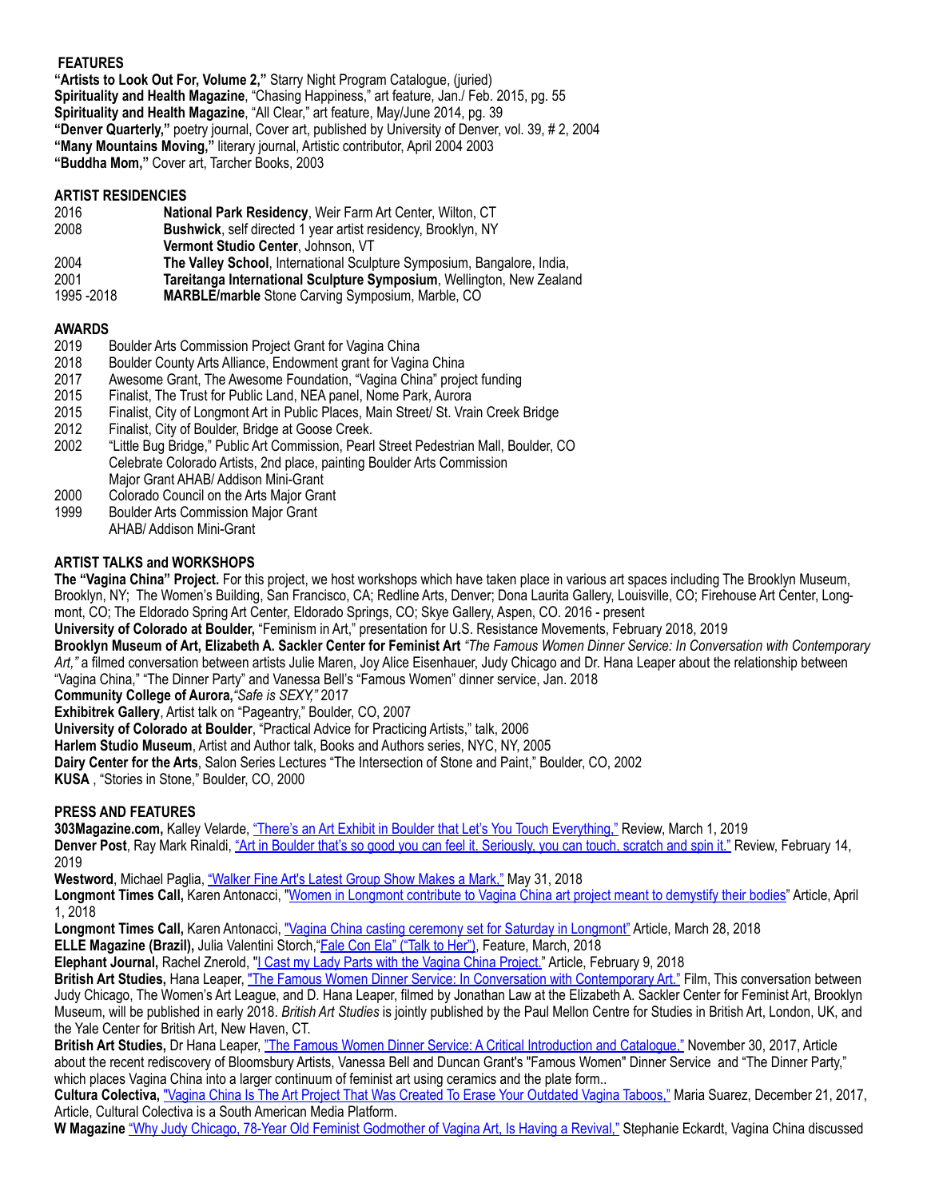**FEATURES**

**"Artists to Look Out For, Volume 2,"** Starry Night Program Catalogue, (juried)
**Spirituality and Health Magazine**, "Chasing Happiness," art feature, Jan./ Feb. 2015, pg. 55
**Spirituality and Health Magazine**, "All Clear," art feature, May/June 2014, pg. 39
**"Denver Quarterly,"** poetry journal, Cover art, published by University of Denver, vol. 39, # 2, 2004
**"Many Mountains Moving,"** literary journal, Artistic contributor, April 2004 2003
**"Buddha Mom,"** Cover art, Tarcher Books, 2003

**ARTIST RESIDENCIES**

2016 **National Park Residency**, Weir Farm Art Center, Wilton, CT
2008 **Bushwick**, self directed 1 year artist residency, Brooklyn, NY
**Vermont Studio Center**, Johnson, VT
2004 **The Valley School**, International Sculpture Symposium, Bangalore, India,
2001 **Tareitanga International Sculpture Symposium**, Wellington, New Zealand
1995 -2018 **MARBLE/marble** Stone Carving Symposium, Marble, CO

**AWARDS**

2019 Boulder Arts Commission Project Grant for Vagina China
2018 Boulder County Arts Alliance, Endowment grant for Vagina China
2017 Awesome Grant, The Awesome Foundation, "Vagina China" project funding
2015 Finalist, The Trust for Public Land, NEA panel, Nome Park, Aurora
2015 Finalist, City of Longmont Art in Public Places, Main Street/ St. Vrain Creek Bridge
2012 Finalist, City of Boulder, Bridge at Goose Creek.
2002 "Little Bug Bridge," Public Art Commission, Pearl Street Pedestrian Mall, Boulder, CO
Celebrate Colorado Artists, 2nd place, painting Boulder Arts Commission
Major Grant AHAB/ Addison Mini-Grant
2000 Colorado Council on the Arts Major Grant
1999 Boulder Arts Commission Major Grant
AHAB/ Addison Mini-Grant

**ARTIST TALKS and WORKSHOPS**

**The "Vagina China" Project.** For this project, we host workshops which have taken place in various art spaces including The Brooklyn Museum, Brooklyn, NY; The Women's Building, San Francisco, CA; Redline Arts, Denver; Dona Laurita Gallery, Louisville, CO; Firehouse Art Center, Longmont, CO; The Eldorado Spring Art Center, Eldorado Springs, CO; Skye Gallery, Aspen, CO. 2016 - present
**University of Colorado at Boulder,** "Feminism in Art," presentation for U.S. Resistance Movements, February 2018, 2019
**Brooklyn Museum of Art, Elizabeth A. Sackler Center for Feminist Art** *"The Famous Women Dinner Service: In Conversation with Contemporary Art,"* a filmed conversation between artists Julie Maren, Joy Alice Eisenhauer, Judy Chicago and Dr. Hana Leaper about the relationship between "Vagina China," "The Dinner Party" and Vanessa Bell's "Famous Women" dinner service, Jan. 2018
**Community College of Aurora,** *"Safe is SEXY,"* 2017
**Exhibitrek Gallery**, Artist talk on "Pageantry," Boulder, CO, 2007
**University of Colorado at Boulder**, "Practical Advice for Practicing Artists," talk, 2006
**Harlem Studio Museum**, Artist and Author talk, Books and Authors series, NYC, NY, 2005
**Dairy Center for the Arts**, Salon Series Lectures "The Intersection of Stone and Paint," Boulder, CO, 2002
**KUSA** , "Stories in Stone," Boulder, CO, 2000

**PRESS AND FEATURES**

**303Magazine.com,** Kalley Velarde, "There's an Art Exhibit in Boulder that Let's You Touch Everything," Review, March 1, 2019
**Denver Post**, Ray Mark Rinaldi, "Art in Boulder that's so good you can feel it. Seriously, you can touch, scratch and spin it." Review, February 14, 2019
**Westword**, Michael Paglia, "Walker Fine Art's Latest Group Show Makes a Mark," May 31, 2018
**Longmont Times Call,** Karen Antonacci, "Women in Longmont contribute to Vagina China art project meant to demystify their bodies" Article, April 1, 2018
**Longmont Times Call,** Karen Antonacci, "Vagina China casting ceremony set for Saturday in Longmont" Article, March 28, 2018
**ELLE Magazine (Brazil),** Julia Valentini Storch,"Fale Con Ela" ("Talk to Her"), Feature, March, 2018
**Elephant Journal,** Rachel Znerold, "I Cast my Lady Parts with the Vagina China Project." Article, February 9, 2018
**British Art Studies,** Hana Leaper, "The Famous Women Dinner Service: In Conversation with Contemporary Art." Film, This conversation between Judy Chicago, The Women's Art League, and D. Hana Leaper, filmed by Jonathan Law at the Elizabeth A. Sackler Center for Feminist Art, Brooklyn Museum, will be published in early 2018. *British Art Studies* is jointly published by the Paul Mellon Centre for Studies in British Art, London, UK, and the Yale Center for British Art, New Haven, CT.
**British Art Studies,** Dr Hana Leaper, "The Famous Women Dinner Service: A Critical Introduction and Catalogue," November 30, 2017, Article about the recent rediscovery of Bloomsbury Artists, Vanessa Bell and Duncan Grant's "Famous Women" Dinner Service and "The Dinner Party," which places Vagina China into a larger continuum of feminist art using ceramics and the plate form..
**Cultura Colectiva,** "Vagina China Is The Art Project That Was Created To Erase Your Outdated Vagina Taboos," Maria Suarez, December 21, 2017, Article, Cultural Colectiva is a South American Media Platform.
**W Magazine** "Why Judy Chicago, 78-Year Old Feminist Godmother of Vagina Art, Is Having a Revival," Stephanie Eckardt, Vagina China discussed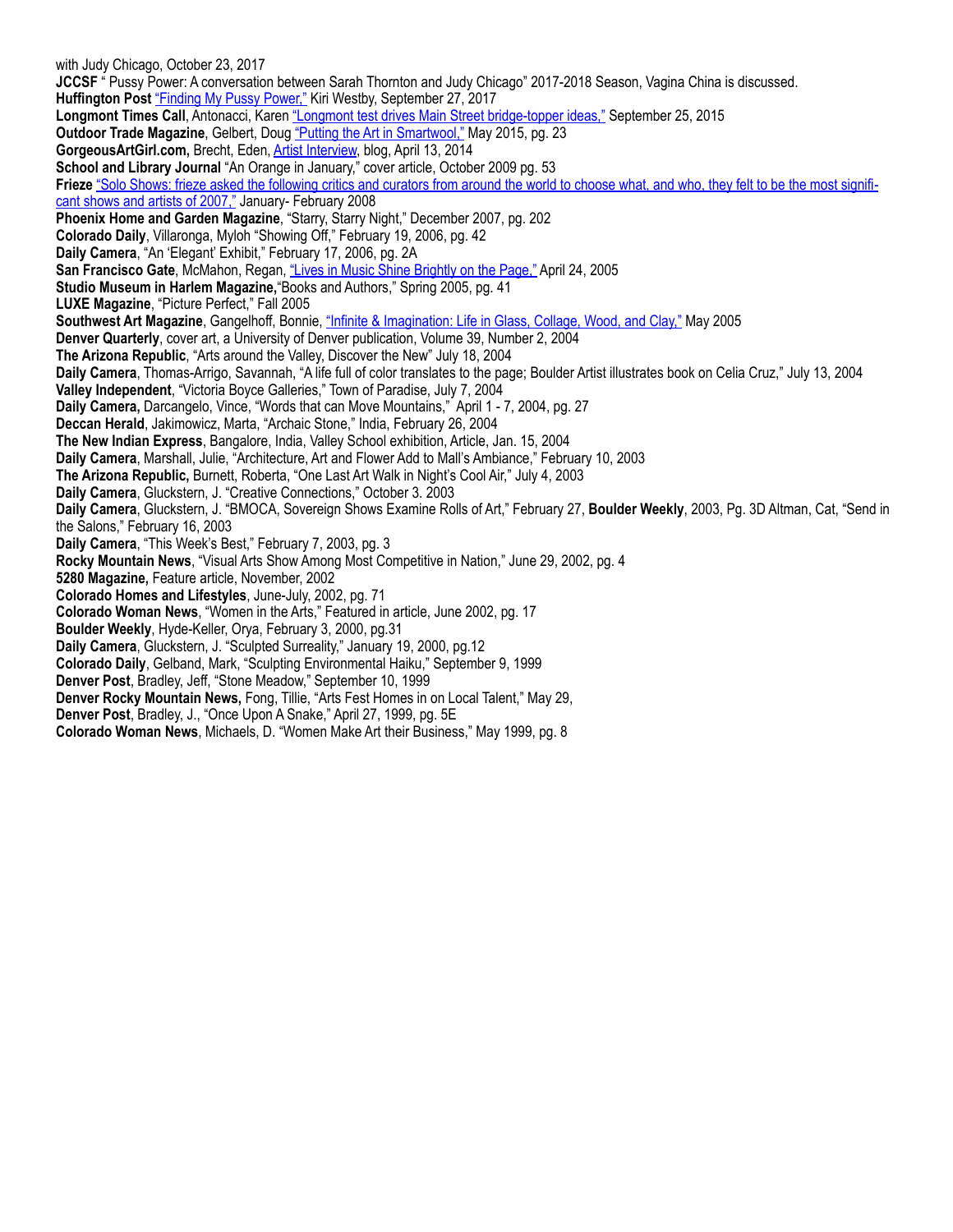with Judy Chicago, October 23, 2017

**JCCSF** " Pussy Power: A conversation between Sarah Thornton and Judy Chicago" 2017-2018 Season, Vagina China is discussed.

**Huffington Post** "Finding My Pussy Power," Kiri Westby, September 27, 2017

**Longmont Times Call**, Antonacci, Karen "Longmont test drives Main Street bridge-topper ideas," September 25, 2015

**Outdoor Trade Magazine**, Gelbert, Doug "Putting the Art in Smartwool," May 2015, pg. 23

**GorgeousArtGirl.com,** Brecht, Eden, Artist Interview, blog, April 13, 2014

**School and Library Journal** "An Orange in January," cover article, October 2009 pg. 53

**Frieze** "Solo Shows: frieze asked the following critics and curators from around the world to choose what, and who, they felt to be the most significant shows and artists of 2007," January- February 2008

**Phoenix Home and Garden Magazine**, "Starry, Starry Night," December 2007, pg. 202

**Colorado Daily**, Villaronga, Myloh "Showing Off," February 19, 2006, pg. 42

**Daily Camera**, "An 'Elegant' Exhibit," February 17, 2006, pg. 2A

**San Francisco Gate**, McMahon, Regan, "Lives in Music Shine Brightly on the Page," April 24, 2005

**Studio Museum in Harlem Magazine,**"Books and Authors," Spring 2005, pg. 41

**LUXE Magazine**, "Picture Perfect," Fall 2005

**Southwest Art Magazine**, Gangelhoff, Bonnie, "Infinite & Imagination: Life in Glass, Collage, Wood, and Clay," May 2005

**Denver Quarterly**, cover art, a University of Denver publication, Volume 39, Number 2, 2004

**The Arizona Republic**, "Arts around the Valley, Discover the New" July 18, 2004

**Daily Camera**, Thomas-Arrigo, Savannah, "A life full of color translates to the page; Boulder Artist illustrates book on Celia Cruz," July 13, 2004

**Valley Independent**, "Victoria Boyce Galleries," Town of Paradise, July 7, 2004

**Daily Camera,** Darcangelo, Vince, "Words that can Move Mountains," April 1 - 7, 2004, pg. 27

**Deccan Herald**, Jakimowicz, Marta, "Archaic Stone," India, February 26, 2004

**The New Indian Express**, Bangalore, India, Valley School exhibition, Article, Jan. 15, 2004

**Daily Camera**, Marshall, Julie, "Architecture, Art and Flower Add to Mall's Ambiance," February 10, 2003

**The Arizona Republic,** Burnett, Roberta, "One Last Art Walk in Night's Cool Air," July 4, 2003

**Daily Camera**, Gluckstern, J. "Creative Connections," October 3. 2003

**Daily Camera**, Gluckstern, J. "BMOCA, Sovereign Shows Examine Rolls of Art," February 27, **Boulder Weekly**, 2003, Pg. 3D Altman, Cat, "Send in the Salons," February 16, 2003

**Daily Camera**, "This Week's Best," February 7, 2003, pg. 3

**Rocky Mountain News**, "Visual Arts Show Among Most Competitive in Nation," June 29, 2002, pg. 4

**5280 Magazine,** Feature article, November, 2002

**Colorado Homes and Lifestyles**, June-July, 2002, pg. 71

**Colorado Woman News**, "Women in the Arts," Featured in article, June 2002, pg. 17

**Boulder Weekly**, Hyde-Keller, Orya, February 3, 2000, pg.31

**Daily Camera**, Gluckstern, J. "Sculpted Surreality," January 19, 2000, pg.12

**Colorado Daily**, Gelband, Mark, "Sculpting Environmental Haiku," September 9, 1999

**Denver Post**, Bradley, Jeff, "Stone Meadow," September 10, 1999

**Denver Rocky Mountain News,** Fong, Tillie, "Arts Fest Homes in on Local Talent," May 29,

**Denver Post**, Bradley, J., "Once Upon A Snake," April 27, 1999, pg. 5E

**Colorado Woman News**, Michaels, D. "Women Make Art their Business," May 1999, pg. 8